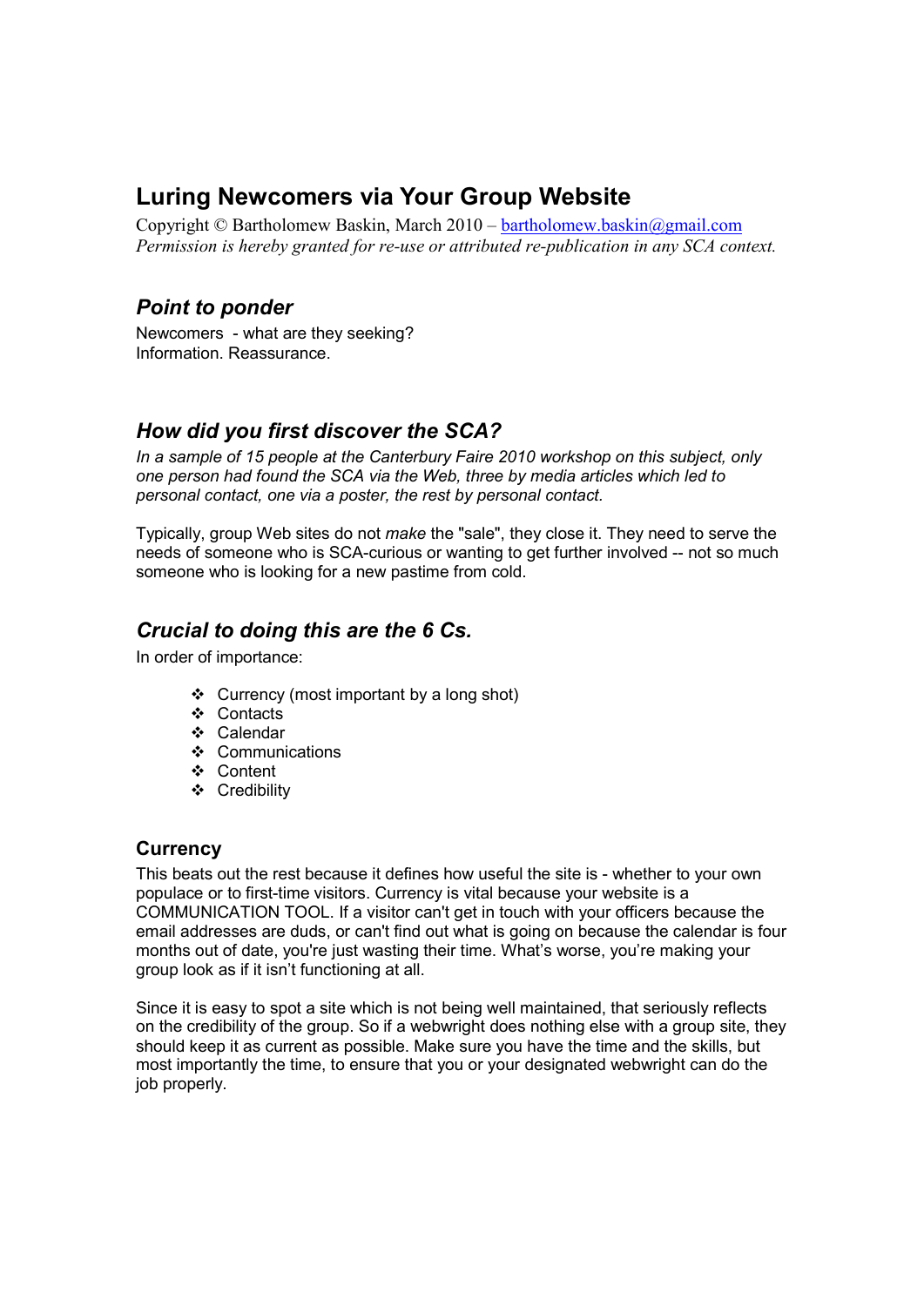# Luring Newcomers via Your Group Website

Copyright © Bartholomew Baskin, March 2010 – bartholomew.baskin@gmail.com
*Permission is hereby granted for re-use or attributed re-publication in any SCA context.*

## *Point to ponder*

Newcomers - what are they seeking?
Information. Reassurance.

## *How did you first discover the SCA?*

*In a sample of 15 people at the Canterbury Faire 2010 workshop on this subject, only one person had found the SCA via the Web, three by media articles which led to personal contact, one via a poster, the rest by personal contact.*

Typically, group Web sites do not *make* the "sale", they close it. They need to serve the needs of someone who is SCA-curious or wanting to get further involved -- not so much someone who is looking for a new pastime from cold.

## *Crucial to doing this are the 6 Cs.*

In order of importance:

- Currency (most important by a long shot)
- Contacts
- Calendar
- Communications
- Content
- Credibility

### Currency

This beats out the rest because it defines how useful the site is - whether to your own populace or to first-time visitors. Currency is vital because your website is a COMMUNICATION TOOL. If a visitor can't get in touch with your officers because the email addresses are duds, or can't find out what is going on because the calendar is four months out of date, you're just wasting their time. What's worse, you're making your group look as if it isn't functioning at all.

Since it is easy to spot a site which is not being well maintained, that seriously reflects on the credibility of the group. So if a webwright does nothing else with a group site, they should keep it as current as possible. Make sure you have the time and the skills, but most importantly the time, to ensure that you or your designated webwright can do the job properly.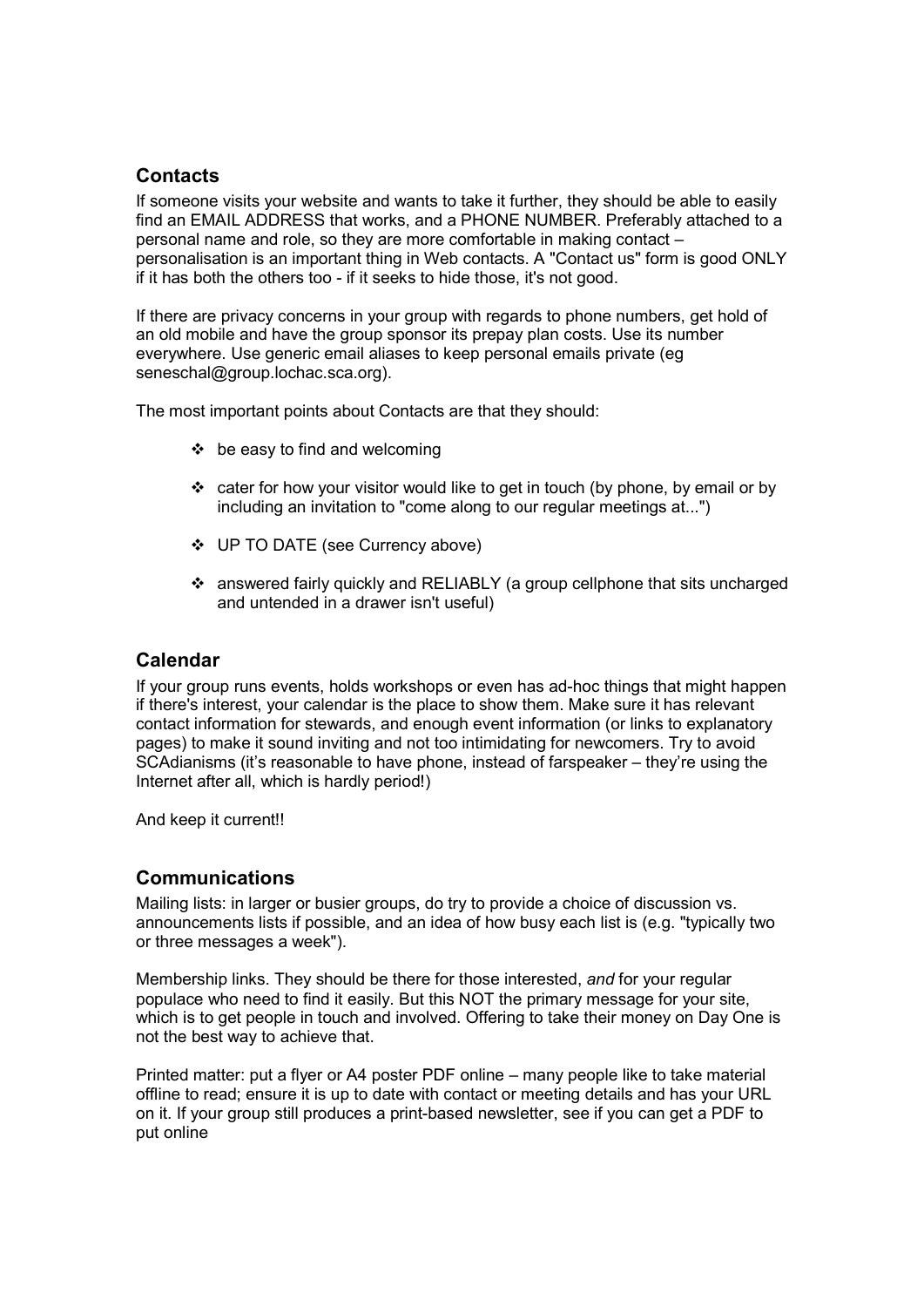## Contacts

If someone visits your website and wants to take it further, they should be able to easily find an EMAIL ADDRESS that works, and a PHONE NUMBER. Preferably attached to a personal name and role, so they are more comfortable in making contact – personalisation is an important thing in Web contacts. A "Contact us" form is good ONLY if it has both the others too - if it seeks to hide those, it's not good.

If there are privacy concerns in your group with regards to phone numbers, get hold of an old mobile and have the group sponsor its prepay plan costs. Use its number everywhere. Use generic email aliases to keep personal emails private (eg seneschal@group.lochac.sca.org).

The most important points about Contacts are that they should:

- be easy to find and welcoming
- cater for how your visitor would like to get in touch (by phone, by email or by including an invitation to "come along to our regular meetings at...")
- UP TO DATE (see Currency above)
- answered fairly quickly and RELIABLY (a group cellphone that sits uncharged and untended in a drawer isn't useful)

## Calendar

If your group runs events, holds workshops or even has ad-hoc things that might happen if there's interest, your calendar is the place to show them. Make sure it has relevant contact information for stewards, and enough event information (or links to explanatory pages) to make it sound inviting and not too intimidating for newcomers. Try to avoid SCAdianisms (it's reasonable to have phone, instead of farspeaker – they're using the Internet after all, which is hardly period!)

And keep it current!!

## Communications

Mailing lists: in larger or busier groups, do try to provide a choice of discussion vs. announcements lists if possible, and an idea of how busy each list is (e.g. "typically two or three messages a week").

Membership links. They should be there for those interested, *and* for your regular populace who need to find it easily. But this NOT the primary message for your site, which is to get people in touch and involved. Offering to take their money on Day One is not the best way to achieve that.

Printed matter: put a flyer or A4 poster PDF online – many people like to take material offline to read; ensure it is up to date with contact or meeting details and has your URL on it. If your group still produces a print-based newsletter, see if you can get a PDF to put online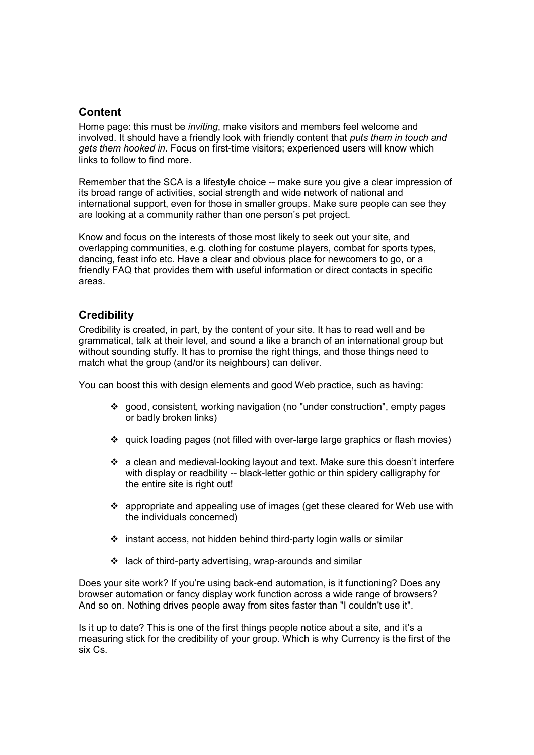## Content

Home page: this must be *inviting*, make visitors and members feel welcome and involved. It should have a friendly look with friendly content that *puts them in touch and gets them hooked in*. Focus on first-time visitors; experienced users will know which links to follow to find more.

Remember that the SCA is a lifestyle choice -- make sure you give a clear impression of its broad range of activities, social strength and wide network of national and international support, even for those in smaller groups. Make sure people can see they are looking at a community rather than one person's pet project.

Know and focus on the interests of those most likely to seek out your site, and overlapping communities, e.g. clothing for costume players, combat for sports types, dancing, feast info etc. Have a clear and obvious place for newcomers to go, or a friendly FAQ that provides them with useful information or direct contacts in specific areas.

## Credibility

Credibility is created, in part, by the content of your site. It has to read well and be grammatical, talk at their level, and sound a like a branch of an international group but without sounding stuffy. It has to promise the right things, and those things need to match what the group (and/or its neighbours) can deliver.

You can boost this with design elements and good Web practice, such as having:

- good, consistent, working navigation (no "under construction", empty pages or badly broken links)
- quick loading pages (not filled with over-large large graphics or flash movies)
- a clean and medieval-looking layout and text. Make sure this doesn't interfere with display or readbility -- black-letter gothic or thin spidery calligraphy for the entire site is right out!
- appropriate and appealing use of images (get these cleared for Web use with the individuals concerned)
- instant access, not hidden behind third-party login walls or similar
- lack of third-party advertising, wrap-arounds and similar

Does your site work? If you're using back-end automation, is it functioning? Does any browser automation or fancy display work function across a wide range of browsers? And so on. Nothing drives people away from sites faster than "I couldn't use it".

Is it up to date? This is one of the first things people notice about a site, and it's a measuring stick for the credibility of your group. Which is why Currency is the first of the six Cs.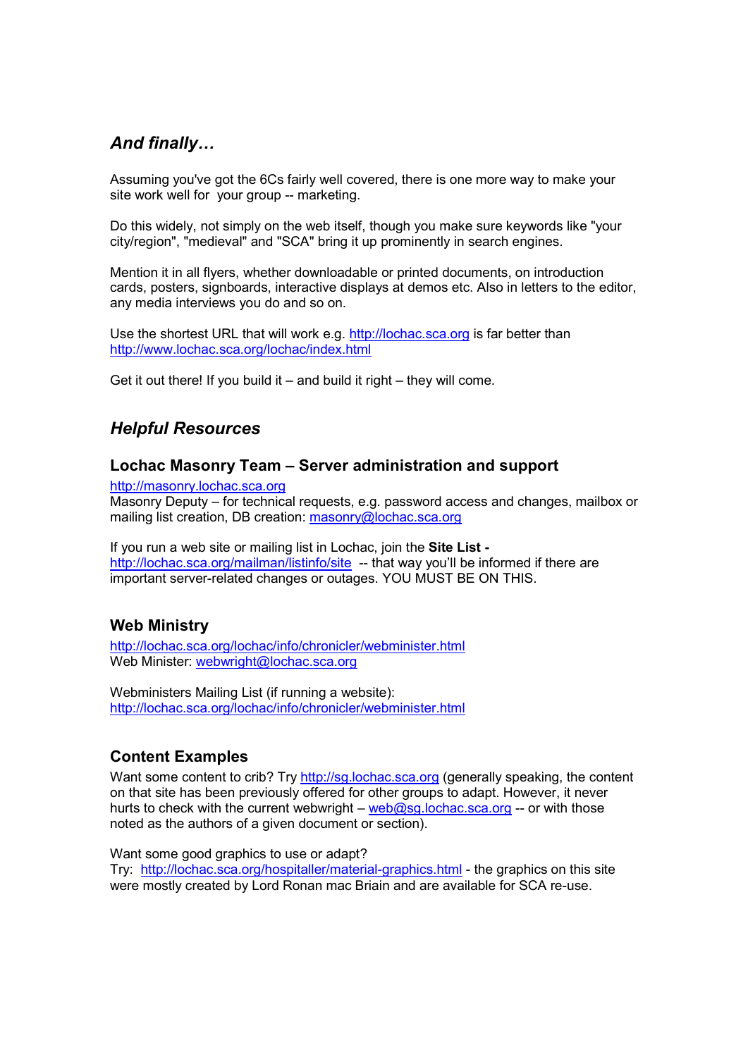## *And finally…*

Assuming you've got the 6Cs fairly well covered, there is one more way to make your site work well for your group -- marketing.

Do this widely, not simply on the web itself, though you make sure keywords like "your city/region", "medieval" and "SCA" bring it up prominently in search engines.

Mention it in all flyers, whether downloadable or printed documents, on introduction cards, posters, signboards, interactive displays at demos etc. Also in letters to the editor, any media interviews you do and so on.

Use the shortest URL that will work e.g. http://lochac.sca.org is far better than http://www.lochac.sca.org/lochac/index.html

Get it out there! If you build it – and build it right – they will come.

## *Helpful Resources*

### Lochac Masonry Team – Server administration and support

http://masonry.lochac.sca.org
Masonry Deputy – for technical requests, e.g. password access and changes, mailbox or mailing list creation, DB creation: masonry@lochac.sca.org

If you run a web site or mailing list in Lochac, join the **Site List -** http://lochac.sca.org/mailman/listinfo/site -- that way you'll be informed if there are important server-related changes or outages. YOU MUST BE ON THIS.

### Web Ministry

http://lochac.sca.org/lochac/info/chronicler/webminister.html
Web Minister: webwright@lochac.sca.org

Webministers Mailing List (if running a website):
http://lochac.sca.org/lochac/info/chronicler/webminister.html

### Content Examples

Want some content to crib? Try http://sg.lochac.sca.org (generally speaking, the content on that site has been previously offered for other groups to adapt. However, it never hurts to check with the current webwright – web@sg.lochac.sca.org -- or with those noted as the authors of a given document or section).

Want some good graphics to use or adapt?
Try: http://lochac.sca.org/hospitaller/material-graphics.html - the graphics on this site were mostly created by Lord Ronan mac Briain and are available for SCA re-use.